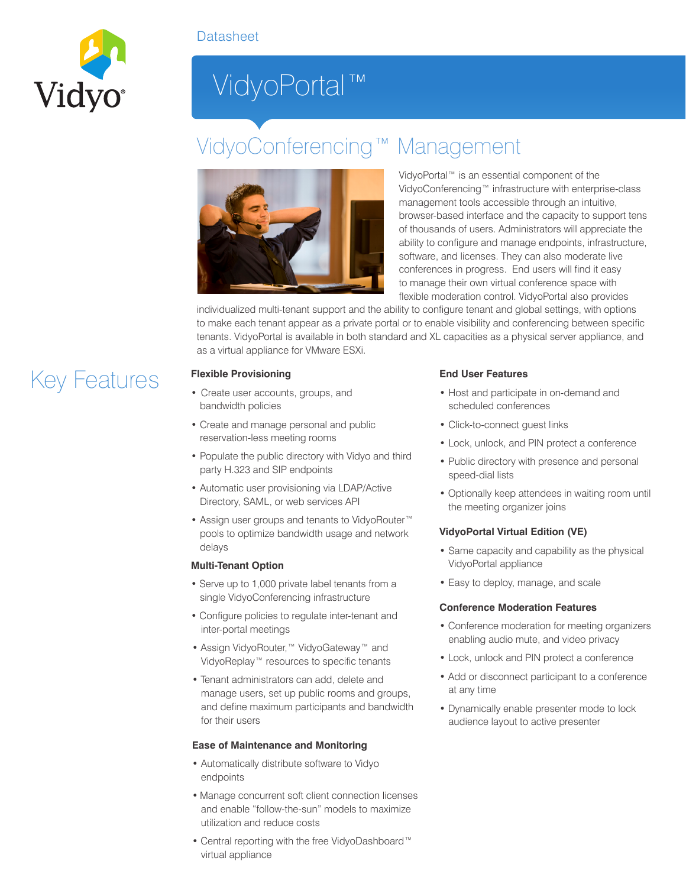Datasheet

# VidyoPortal™

## VidyoConferencing™ Management

VidyoPortal™ is an essential component of the VidyoConferencing™ infrastructure with enterprise-class management tools accessible through an intuitive, browser-based interface and the capacity to support tens of thousands of users. Administrators will appreciate the ability to configure and manage endpoints, infrastructure, software, and licenses. They can also moderate live conferences in progress. End users will find it easy to manage their own virtual conference space with flexible moderation control. VidyoPortal also provides individualized multi-tenant support and the ability to configure tenant and global settings, with options to make each tenant appear as a private portal or to enable visibility and conferencing between specific tenants. VidyoPortal is available in both standard and XL capacities as a physical server appliance, and as a virtual appliance for VMware ESXi.

## Key Features

### Flexible Provisioning

- Create user accounts, groups, and bandwidth policies
- Create and manage personal and public reservation-less meeting rooms
- Populate the public directory with Vidyo and third party H.323 and SIP endpoints
- Automatic user provisioning via LDAP/Active Directory, SAML, or web services API
- Assign user groups and tenants to VidyoRouter™ pools to optimize bandwidth usage and network delays

### Multi-Tenant Option

- Serve up to 1,000 private label tenants from a single VidyoConferencing infrastructure
- Configure policies to regulate inter-tenant and inter-portal meetings
- Assign VidyoRouter,™ VidyoGateway™ and VidyoReplay™ resources to specific tenants
- Tenant administrators can add, delete and manage users, set up public rooms and groups, and define maximum participants and bandwidth for their users

### Ease of Maintenance and Monitoring

- Automatically distribute software to Vidyo endpoints
- Manage concurrent soft client connection licenses and enable "follow-the-sun" models to maximize utilization and reduce costs
- Central reporting with the free VidyoDashboard™ virtual appliance

### End User Features

- Host and participate in on-demand and scheduled conferences
- Click-to-connect guest links
- Lock, unlock, and PIN protect a conference
- Public directory with presence and personal speed-dial lists
- Optionally keep attendees in waiting room until the meeting organizer joins

### VidyoPortal Virtual Edition (VE)

- Same capacity and capability as the physical VidyoPortal appliance
- Easy to deploy, manage, and scale

### Conference Moderation Features

- Conference moderation for meeting organizers enabling audio mute, and video privacy
- Lock, unlock and PIN protect a conference
- Add or disconnect participant to a conference at any time
- Dynamically enable presenter mode to lock audience layout to active presenter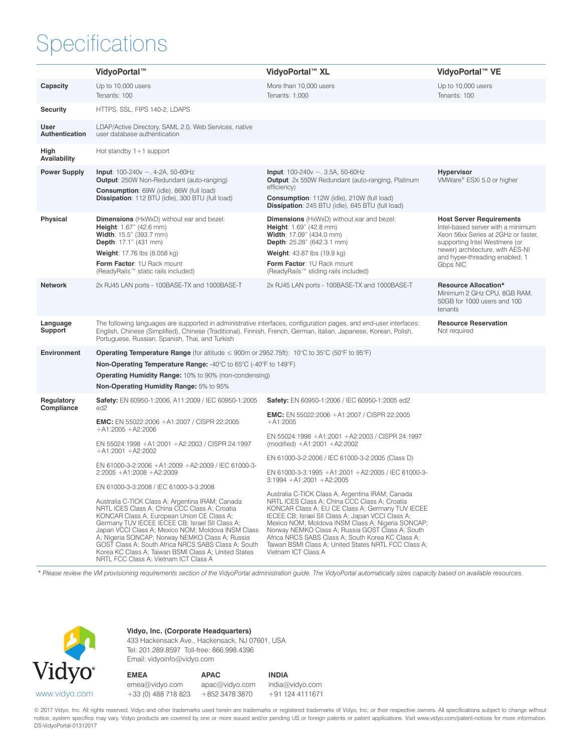# Specifications

| | VidyoPortal™ | VidyoPortal™ XL | VidyoPortal™ VE |
|---|---|---|---|
| **Capacity** | Up to 10,000 users<br>Tenants: 100 | More than 10,000 users<br>Tenants: 1,000 | Up to 10,000 users<br>Tenants: 100 |
| **Security** | HTTPS, SSL, FIPS 140-2, LDAPS | | |
| **User Authentication** | LDAP/Active Directory, SAML 2.0, Web Services, native user database authentication | | |
| **High Availability** | Hot standby 1+1 support | | |
| **Power Supply** | **Input**: 100-240v ~, 4-2A, 50-60Hz<br>**Output**: 250W Non-Redundant (auto-ranging)<br>**Consumption**: 69W (idle), 86W (full load)<br>**Dissipation**: 112 BTU (idle), 300 BTU (full load) | **Input**: 100-240v ~, 3.5A, 50-60Hz<br>**Output**: 2x 550W Redundant (auto-ranging, Platinum efficiency)<br>**Consumption**: 112W (idle), 210W (full load)<br>**Dissipation**: 245 BTU (idle), 645 BTU (full load) | **Hypervisor**<br>VMWare® ESXi 5.0 or higher |
| **Physical** | **Dimensions** (HxWxD) without ear and bezel:<br>**Height**: 1.67" (42.6 mm)<br>**Width**: 15.5" (393.7 mm)<br>**Depth**: 17.1" (431 mm)<br>**Weight**: 17.76 lbs (8.058 kg)<br>**Form Factor**: 1U Rack mount (ReadyRails™ static rails included) | **Dimensions** (HxWxD) without ear and bezel:<br>**Height**: 1.69" (42.8 mm)<br>**Width**: 17.09" (434.0 mm)<br>**Depth**: 25.28" (642.3.1 mm)<br>**Weight**: 43.87 lbs (19.9 kg)<br>**Form Factor**: 1U Rack mount (ReadyRails™ sliding rails included) | **Host Server Requirements**<br>Intel-based server with a minimum Xeon 56xx Series at 2GHz or faster, supporting Intel Westmere (or newer) architecture, with AES-NI and hyper-threading enabled; 1 Gbps NIC |
| **Network** | 2x RJ45 LAN ports - 100BASE-TX and 1000BASE-T | 2x RJ45 LAN ports - 100BASE-TX and 1000BASE-T | **Resource Allocation***<br>Minimum 2 GHz CPU, 8GB RAM, 50GB for 1000 users and 100 tenants |
| **Language Support** | The following languages are supported in administrative interfaces, configuration pages, and end-user interfaces: English, Chinese (Simplified), Chinese (Traditional), Finnish, French, German, Italian, Japanese, Korean, Polish, Portuguese, Russian, Spanish, Thai, and Turkish | | **Resource Reservation**<br>Not required |
| **Environment** | **Operating Temperature Range** (for altitude ≤ 900m or 2952.75ft): 10°C to 35°C (50°F to 95°F)<br>**Non-Operating Temperature Range:** -40°C to 65°C (-40°F to 149°F)<br>**Operating Humidity Range:** 10% to 90% (non-condensing)<br>**Non-Operating Humidity Range:** 5% to 95% | | |
| **Regulatory Compliance** | **Safety:** EN 60950-1:2006, A11:2009 / IEC 60950-1:2005 ed2<br>**EMC:** EN 55022:2006 +A1:2007 / CISPR 22:2005 +A1:2005 +A2:2006<br>EN 55024:1998 +A1:2001 +A2:2003 / CISPR 24:1997 +A1:2001 +A2:2002<br>EN 61000-3-2:2006 +A1:2009 +A2:2009 / IEC 61000-3-2:2005 +A1:2008 +A2:2009<br>EN 61000-3-3:2008 / IEC 61000-3-3:2008<br>Australia C-TICK Class A; Argentina IRAM; Canada NRTL ICES Class A; China CCC Class A; Croatia KONCAR Class A; European Union CE Class A; Germany TUV IECEE IECEE CB; Israel SII Class A; Japan VCCI Class A; Mexico NOM; Moldova INSM Class A; Nigeria SONCAP; Norway NEMKO Class A; Russia GOST Class A; South Africa NRCS SABS Class A; South Korea KC Class A; Taiwan BSMI Class A; United States NRTL FCC Class A; Vietnam ICT Class A | **Safety:** EN 60950-1:2006 / IEC 60950-1:2005 ed2<br>**EMC:** EN 55022:2006 +A1:2007 / CISPR 22:2005 +A1:2005<br>EN 55024:1998 +A1:2001 +A2:2003 / CISPR 24:1997 (modified) +A1:2001 +A2:2002<br>EN 61000-3-2:2006 / IEC 61000-3-2:2005 (Class D)<br>EN 61000-3-3:1995 +A1:2001 +A2:2005 / IEC 61000-3-3:1994 +A1:2001 +A2:2005<br>Australia C-TICK Class A, Argentina IRAM; Canada NRTL ICES Class A; China CCC Class A; Croatia KONCAR Class A; EU CE Class A; Germany TUV IECEE IECEE CB; Israel SII Class A; Japan VCCI Class A; Mexico NOM; Moldova INSM Class A; Nigeria SONCAP; Norway NEMKO Class A; Russia GOST Class A; South Africa NRCS SABS Class A; South Korea KC Class A; Taiwan BSMI Class A; United States NRTL FCC Class A; Vietnam ICT Class A | |

*\* Please review the VM provisioning requirements section of the VidyoPortal administration guide. The VidyoPortal automatically sizes capacity based on available resources.*

Vidyo®

www.vidyo.com

**Vidyo, Inc. (Corporate Headquarters)**
433 Hackensack Ave., Hackensack, NJ 07601, USA
Tel: 201.289.8597 Toll-free: 866.998.4396
Email: vidyoinfo@vidyo.com

| EMEA | APAC | INDIA |
|---|---|---|
| emea@vidyo.com | apac@vidyo.com | india@vidyo.com |
| +33 (0) 488 718 823 | +852 3478 3870 | +91 124 4111671 |

© 2017 Vidyo, Inc. All rights reserved. Vidyo and other trademarks used herein are trademarks or registered trademarks of Vidyo, Inc. or their respective owners. All specifications subject to change without notice, system specifics may vary. Vidyo products are covered by one or more issued and/or pending US or foreign patents or patent applications. Visit www.vidyo.com/patent-notices for more information.
DS-VidyoPortal-01312017